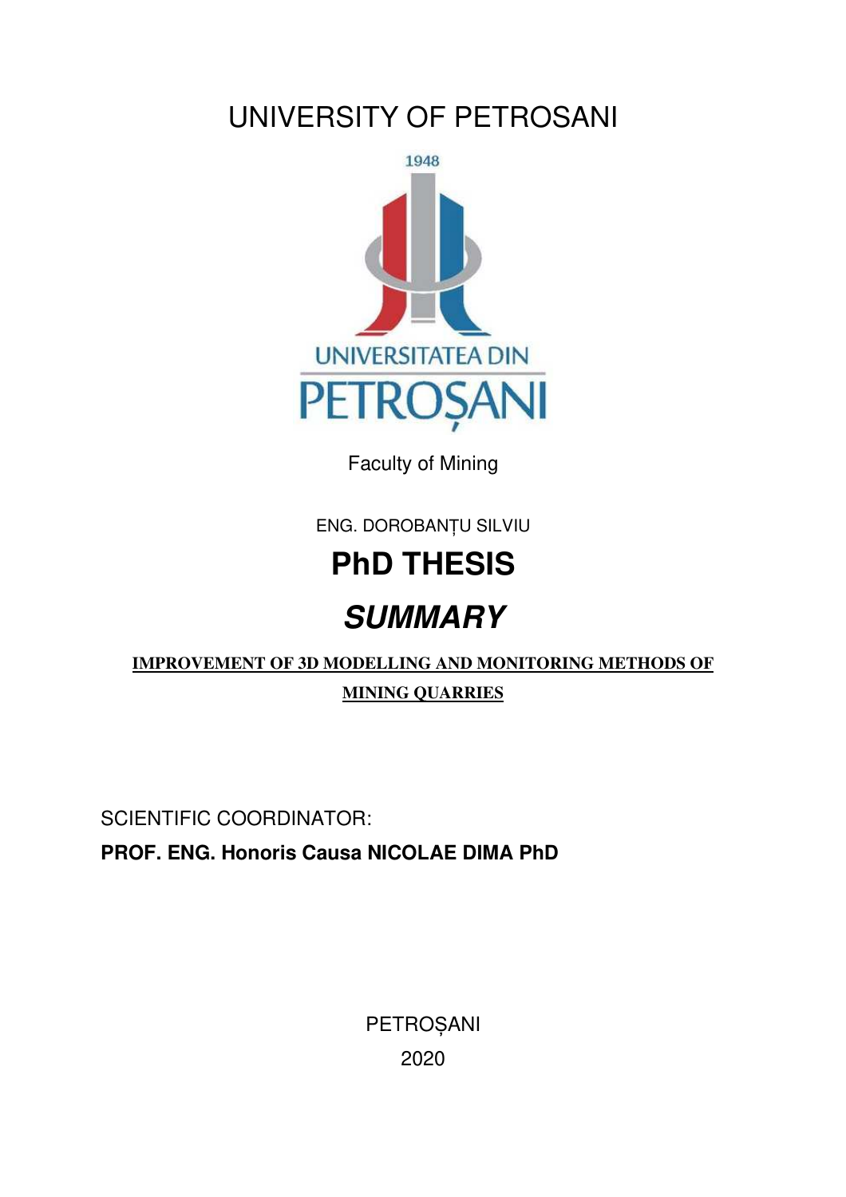# UNIVERSITY OF PETROSANI

Faculty of Mining

ENG. DOROBANȚU SILVIU

## PhD THESIS

## *SUMMARY*

**IMPROVEMENT OF 3D MODELLING AND MONITORING METHODS OF MINING QUARRIES**

SCIENTIFIC COORDINATOR:

**PROF. ENG. Honoris Causa NICOLAE DIMA PhD**

PETROȘANI

2020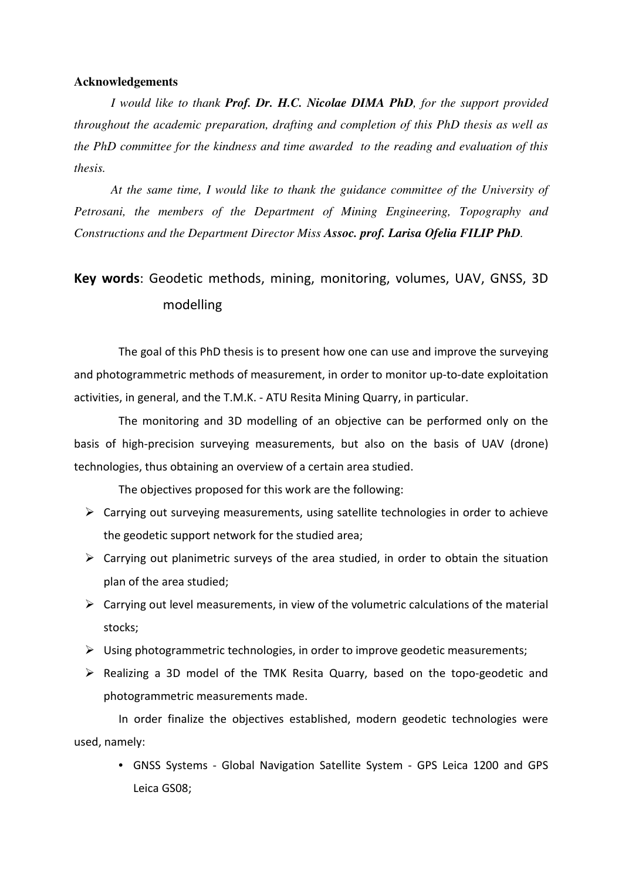**Acknowledgements**

*I would like to thank* ***Prof. Dr. H.C. Nicolae DIMA PhD****, for the support provided throughout the academic preparation, drafting and completion of this PhD thesis as well as the PhD committee for the kindness and time awarded to the reading and evaluation of this thesis.*

*At the same time, I would like to thank the guidance committee of the University of Petrosani, the members of the Department of Mining Engineering, Topography and Constructions and the Department Director Miss* ***Assoc. prof. Larisa Ofelia FILIP PhD****.*

**Key words**: Geodetic methods, mining, monitoring, volumes, UAV, GNSS, 3D modelling

The goal of this PhD thesis is to present how one can use and improve the surveying and photogrammetric methods of measurement, in order to monitor up-to-date exploitation activities, in general, and the T.M.K. - ATU Resita Mining Quarry, in particular.

The monitoring and 3D modelling of an objective can be performed only on the basis of high-precision surveying measurements, but also on the basis of UAV (drone) technologies, thus obtaining an overview of a certain area studied.

The objectives proposed for this work are the following:

- Carrying out surveying measurements, using satellite technologies in order to achieve the geodetic support network for the studied area;
- Carrying out planimetric surveys of the area studied, in order to obtain the situation plan of the area studied;
- Carrying out level measurements, in view of the volumetric calculations of the material stocks;
- Using photogrammetric technologies, in order to improve geodetic measurements;
- Realizing a 3D model of the TMK Resita Quarry, based on the topo-geodetic and photogrammetric measurements made.

In order finalize the objectives established, modern geodetic technologies were used, namely:

- GNSS Systems - Global Navigation Satellite System - GPS Leica 1200 and GPS Leica GS08;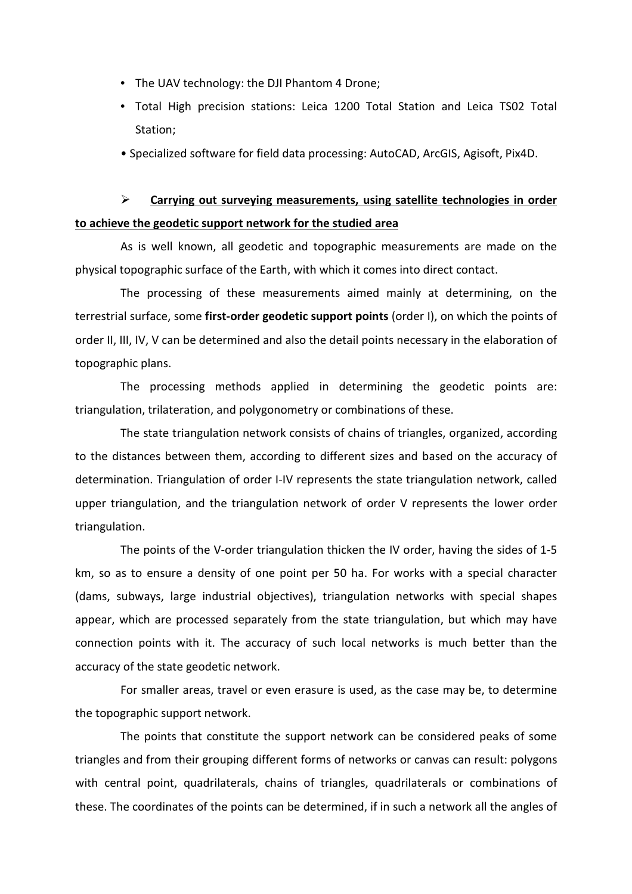- The UAV technology: the DJI Phantom 4 Drone;
- Total High precision stations: Leica 1200 Total Station and Leica TS02 Total Station;
- Specialized software for field data processing: AutoCAD, ArcGIS, Agisoft, Pix4D.

➢ **<u>Carrying out surveying measurements, using satellite technologies in order to achieve the geodetic support network for the studied area</u>**

As is well known, all geodetic and topographic measurements are made on the physical topographic surface of the Earth, with which it comes into direct contact.

The processing of these measurements aimed mainly at determining, on the terrestrial surface, some **first-order geodetic support points** (order I), on which the points of order II, III, IV, V can be determined and also the detail points necessary in the elaboration of topographic plans.

The processing methods applied in determining the geodetic points are: triangulation, trilateration, and polygonometry or combinations of these.

The state triangulation network consists of chains of triangles, organized, according to the distances between them, according to different sizes and based on the accuracy of determination. Triangulation of order I-IV represents the state triangulation network, called upper triangulation, and the triangulation network of order V represents the lower order triangulation.

The points of the V-order triangulation thicken the IV order, having the sides of 1-5 km, so as to ensure a density of one point per 50 ha. For works with a special character (dams, subways, large industrial objectives), triangulation networks with special shapes appear, which are processed separately from the state triangulation, but which may have connection points with it. The accuracy of such local networks is much better than the accuracy of the state geodetic network.

For smaller areas, travel or even erasure is used, as the case may be, to determine the topographic support network.

The points that constitute the support network can be considered peaks of some triangles and from their grouping different forms of networks or canvas can result: polygons with central point, quadrilaterals, chains of triangles, quadrilaterals or combinations of these. The coordinates of the points can be determined, if in such a network all the angles of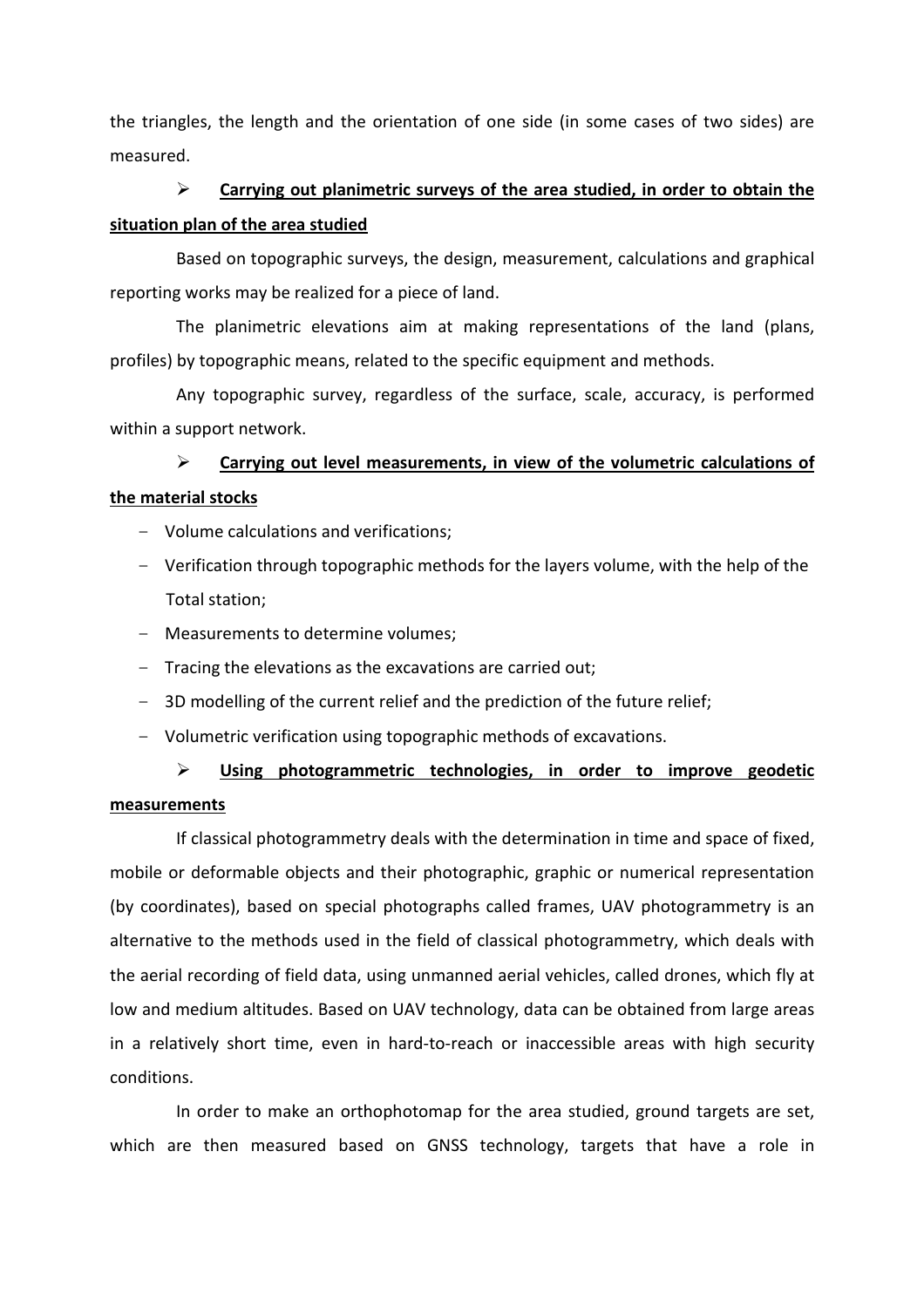the triangles, the length and the orientation of one side (in some cases of two sides) are measured.

➢ **<u>Carrying out planimetric surveys of the area studied, in order to obtain the situation plan of the area studied</u>**

Based on topographic surveys, the design, measurement, calculations and graphical reporting works may be realized for a piece of land.

The planimetric elevations aim at making representations of the land (plans, profiles) by topographic means, related to the specific equipment and methods.

Any topographic survey, regardless of the surface, scale, accuracy, is performed within a support network.

➢ **<u>Carrying out level measurements, in view of the volumetric calculations of the material stocks</u>**

- Volume calculations and verifications;
- Verification through topographic methods for the layers volume, with the help of the Total station;
- Measurements to determine volumes;
- Tracing the elevations as the excavations are carried out;
- 3D modelling of the current relief and the prediction of the future relief;
- Volumetric verification using topographic methods of excavations.

➢ **<u>Using photogrammetric technologies, in order to improve geodetic measurements</u>**

If classical photogrammetry deals with the determination in time and space of fixed, mobile or deformable objects and their photographic, graphic or numerical representation (by coordinates), based on special photographs called frames, UAV photogrammetry is an alternative to the methods used in the field of classical photogrammetry, which deals with the aerial recording of field data, using unmanned aerial vehicles, called drones, which fly at low and medium altitudes. Based on UAV technology, data can be obtained from large areas in a relatively short time, even in hard-to-reach or inaccessible areas with high security conditions.

In order to make an orthophotomap for the area studied, ground targets are set, which are then measured based on GNSS technology, targets that have a role in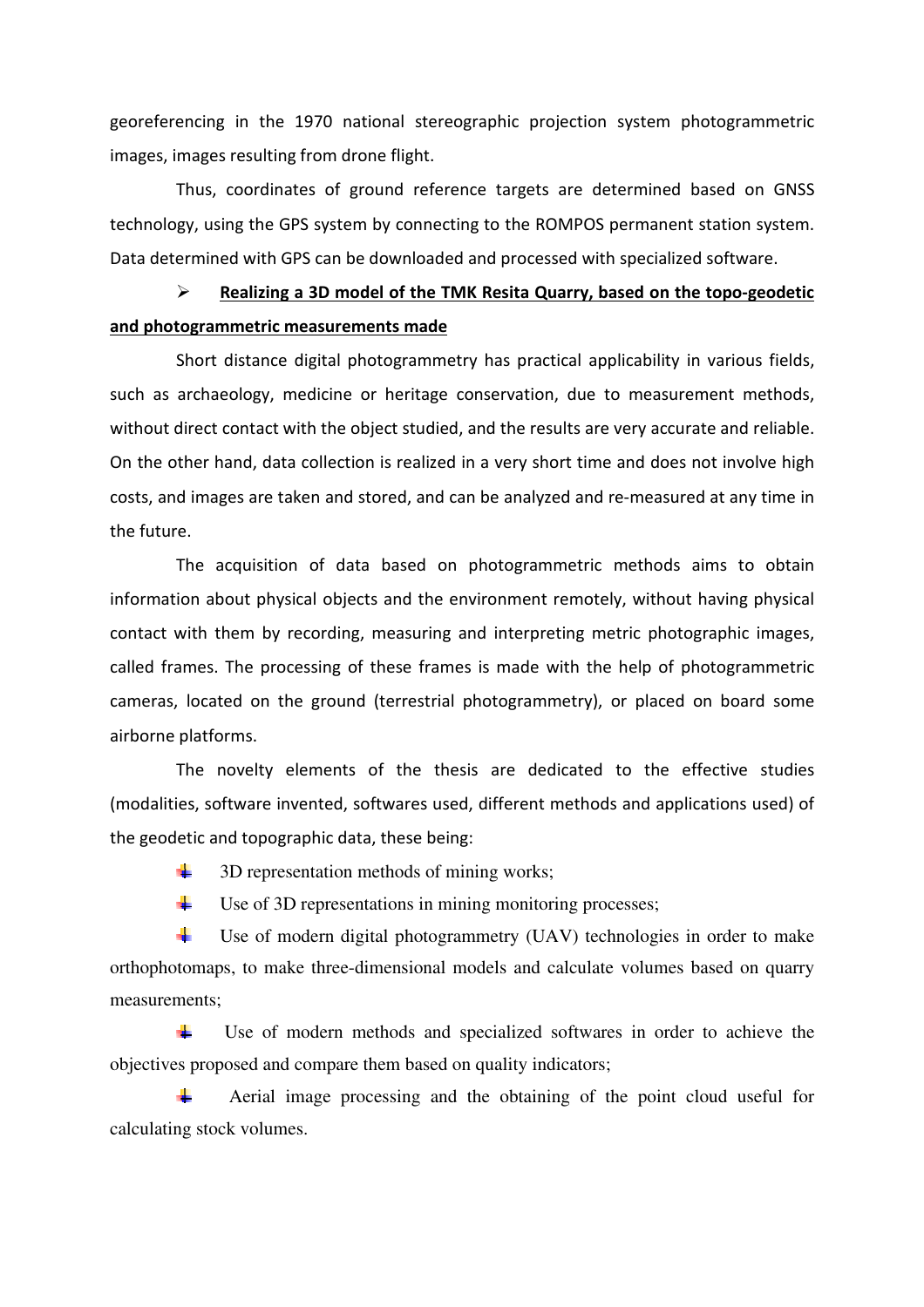georeferencing in the 1970 national stereographic projection system photogrammetric images, images resulting from drone flight.

Thus, coordinates of ground reference targets are determined based on GNSS technology, using the GPS system by connecting to the ROMPOS permanent station system. Data determined with GPS can be downloaded and processed with specialized software.

- **Realizing a 3D model of the TMK Resita Quarry, based on the topo-geodetic and photogrammetric measurements made**

Short distance digital photogrammetry has practical applicability in various fields, such as archaeology, medicine or heritage conservation, due to measurement methods, without direct contact with the object studied, and the results are very accurate and reliable. On the other hand, data collection is realized in a very short time and does not involve high costs, and images are taken and stored, and can be analyzed and re-measured at any time in the future.

The acquisition of data based on photogrammetric methods aims to obtain information about physical objects and the environment remotely, without having physical contact with them by recording, measuring and interpreting metric photographic images, called frames. The processing of these frames is made with the help of photogrammetric cameras, located on the ground (terrestrial photogrammetry), or placed on board some airborne platforms.

The novelty elements of the thesis are dedicated to the effective studies (modalities, software invented, softwares used, different methods and applications used) of the geodetic and topographic data, these being:

- 3D representation methods of mining works;
- Use of 3D representations in mining monitoring processes;
- Use of modern digital photogrammetry (UAV) technologies in order to make orthophotomaps, to make three-dimensional models and calculate volumes based on quarry measurements;
- Use of modern methods and specialized softwares in order to achieve the objectives proposed and compare them based on quality indicators;
- Aerial image processing and the obtaining of the point cloud useful for calculating stock volumes.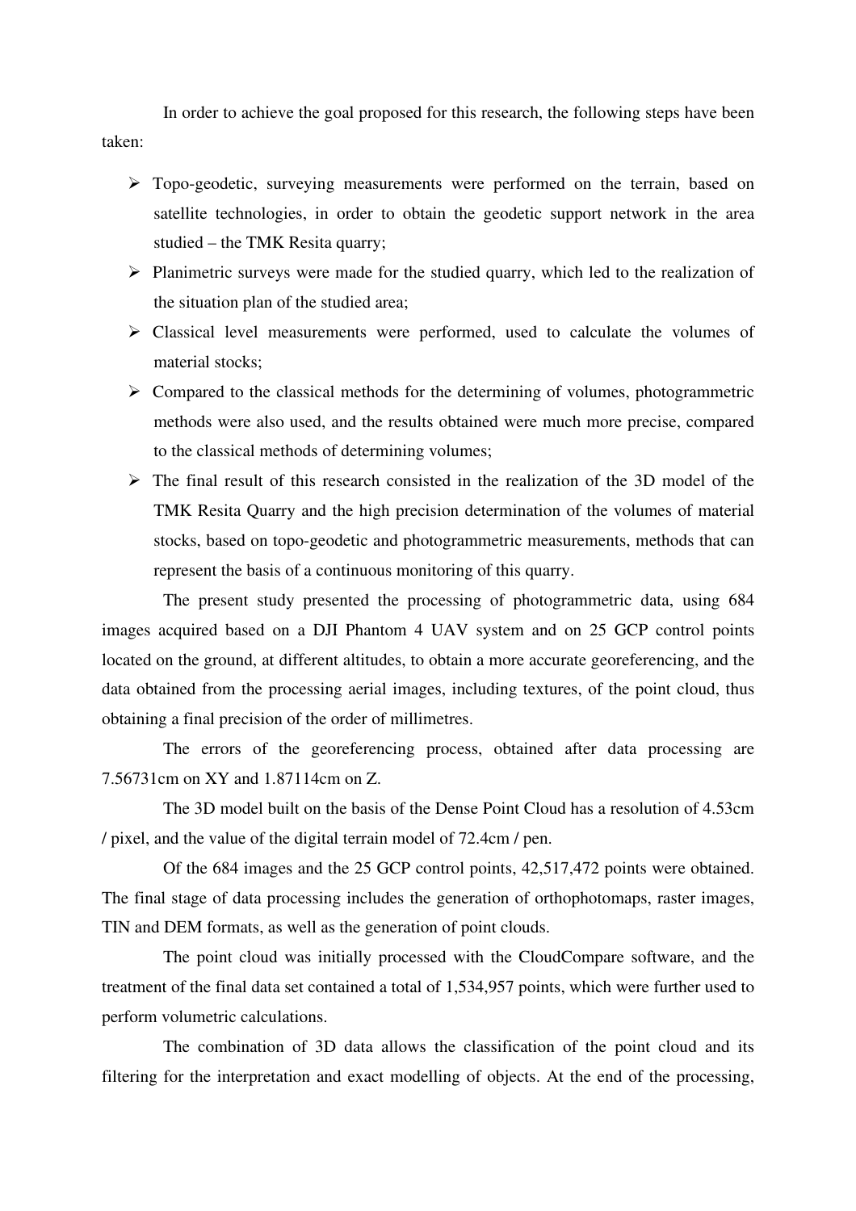In order to achieve the goal proposed for this research, the following steps have been taken:

- Topo-geodetic, surveying measurements were performed on the terrain, based on satellite technologies, in order to obtain the geodetic support network in the area studied – the TMK Resita quarry;
- Planimetric surveys were made for the studied quarry, which led to the realization of the situation plan of the studied area;
- Classical level measurements were performed, used to calculate the volumes of material stocks;
- Compared to the classical methods for the determining of volumes, photogrammetric methods were also used, and the results obtained were much more precise, compared to the classical methods of determining volumes;
- The final result of this research consisted in the realization of the 3D model of the TMK Resita Quarry and the high precision determination of the volumes of material stocks, based on topo-geodetic and photogrammetric measurements, methods that can represent the basis of a continuous monitoring of this quarry.

The present study presented the processing of photogrammetric data, using 684 images acquired based on a DJI Phantom 4 UAV system and on 25 GCP control points located on the ground, at different altitudes, to obtain a more accurate georeferencing, and the data obtained from the processing aerial images, including textures, of the point cloud, thus obtaining a final precision of the order of millimetres.

The errors of the georeferencing process, obtained after data processing are 7.56731cm on XY and 1.87114cm on Z.

The 3D model built on the basis of the Dense Point Cloud has a resolution of 4.53cm / pixel, and the value of the digital terrain model of 72.4cm / pen.

Of the 684 images and the 25 GCP control points, 42,517,472 points were obtained. The final stage of data processing includes the generation of orthophotomaps, raster images, TIN and DEM formats, as well as the generation of point clouds.

The point cloud was initially processed with the CloudCompare software, and the treatment of the final data set contained a total of 1,534,957 points, which were further used to perform volumetric calculations.

The combination of 3D data allows the classification of the point cloud and its filtering for the interpretation and exact modelling of objects. At the end of the processing,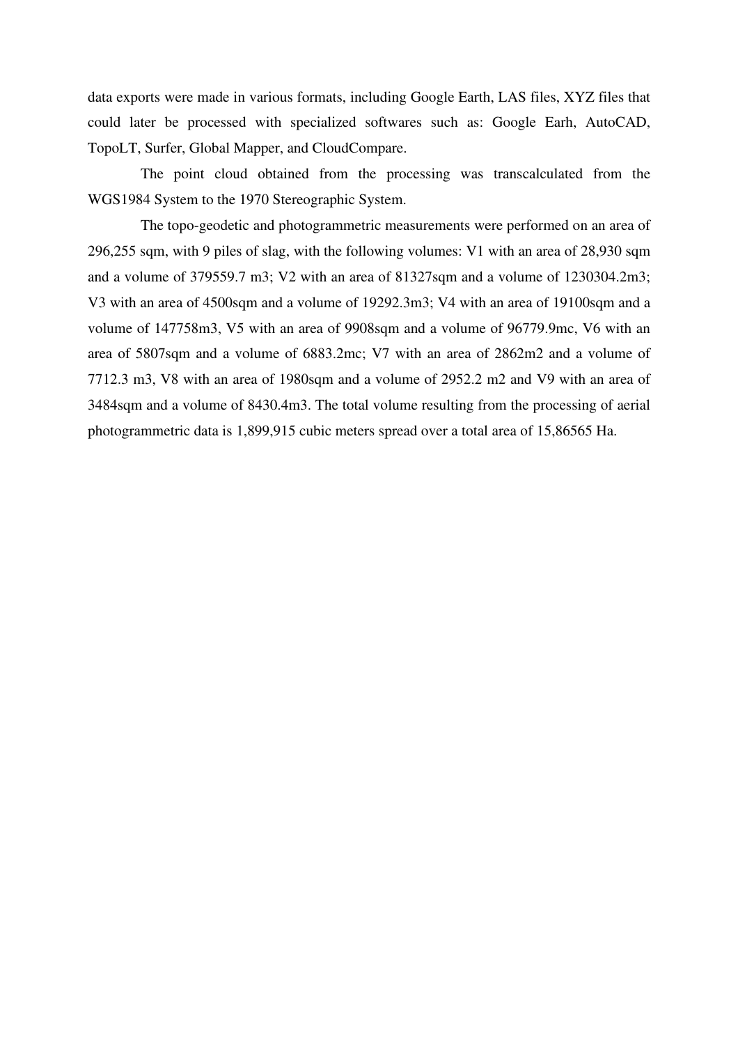data exports were made in various formats, including Google Earth, LAS files, XYZ files that could later be processed with specialized softwares such as: Google Earh, AutoCAD, TopoLT, Surfer, Global Mapper, and CloudCompare.

The point cloud obtained from the processing was transcalculated from the WGS1984 System to the 1970 Stereographic System.

The topo-geodetic and photogrammetric measurements were performed on an area of 296,255 sqm, with 9 piles of slag, with the following volumes: V1 with an area of 28,930 sqm and a volume of 379559.7 m3; V2 with an area of 81327sqm and a volume of 1230304.2m3; V3 with an area of 4500sqm and a volume of 19292.3m3; V4 with an area of 19100sqm and a volume of 147758m3, V5 with an area of 9908sqm and a volume of 96779.9mc, V6 with an area of 5807sqm and a volume of 6883.2mc; V7 with an area of 2862m2 and a volume of 7712.3 m3, V8 with an area of 1980sqm and a volume of 2952.2 m2 and V9 with an area of 3484sqm and a volume of 8430.4m3. The total volume resulting from the processing of aerial photogrammetric data is 1,899,915 cubic meters spread over a total area of 15,86565 Ha.